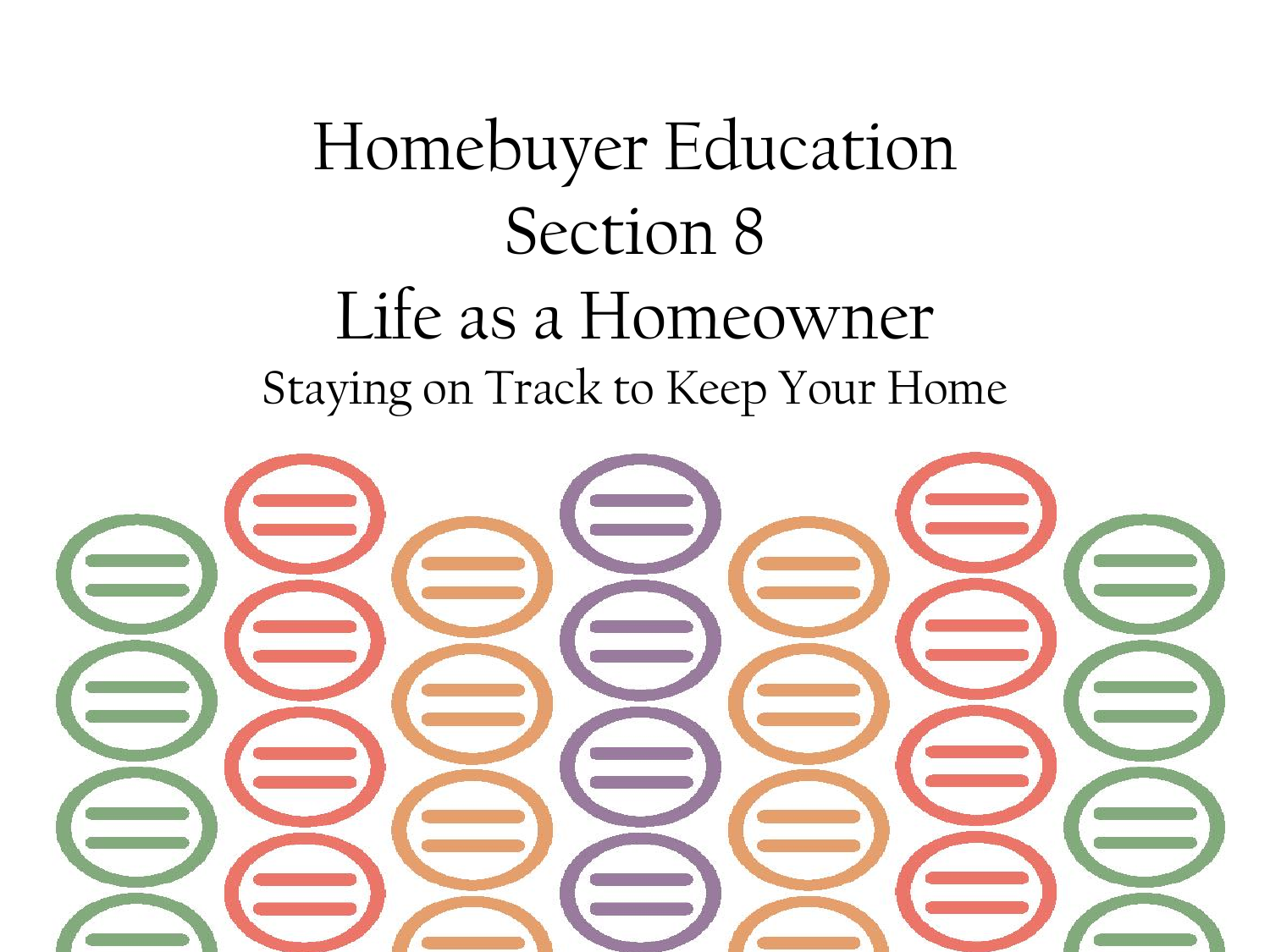# Homebuyer Education

# Section 8

# Life as a Homeowner

## Staying on Track to Keep Your Home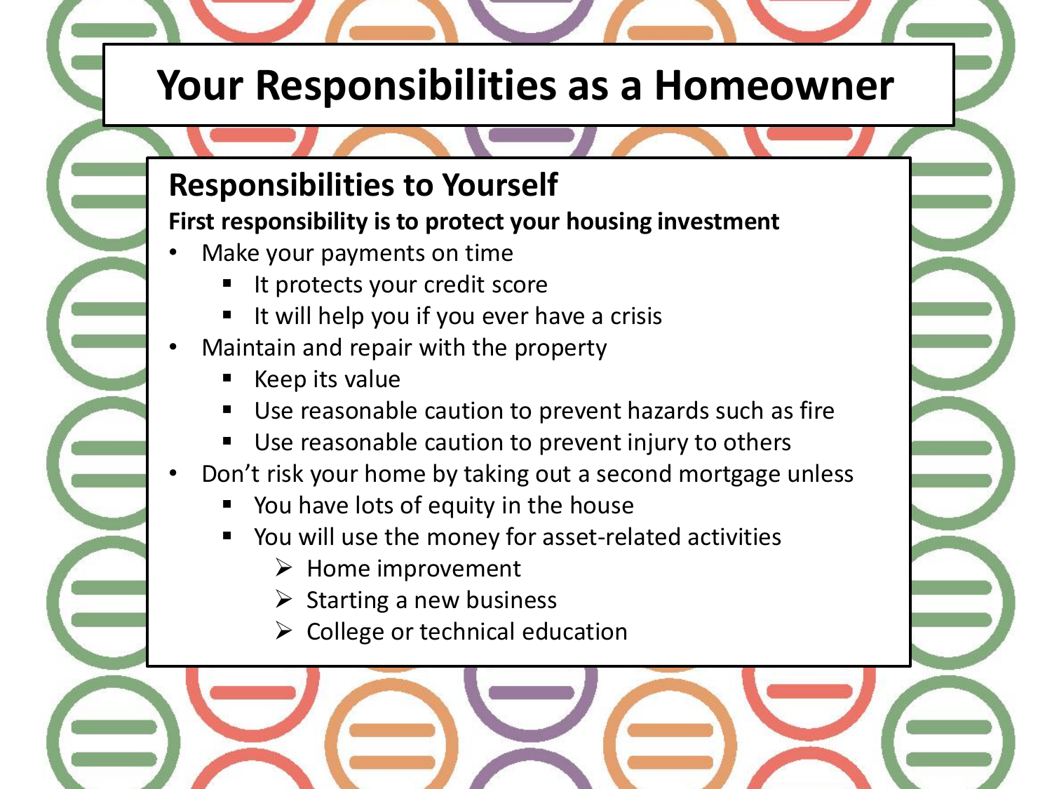# Your Responsibilities as a Homeowner

## Responsibilities to Yourself

**First responsibility is to protect your housing investment**

- Make your payments on time
  - It protects your credit score
  - It will help you if you ever have a crisis
- Maintain and repair with the property
  - Keep its value
  - Use reasonable caution to prevent hazards such as fire
  - Use reasonable caution to prevent injury to others
- Don’t risk your home by taking out a second mortgage unless
  - You have lots of equity in the house
  - You will use the money for asset-related activities
    - Home improvement
    - Starting a new business
    - College or technical education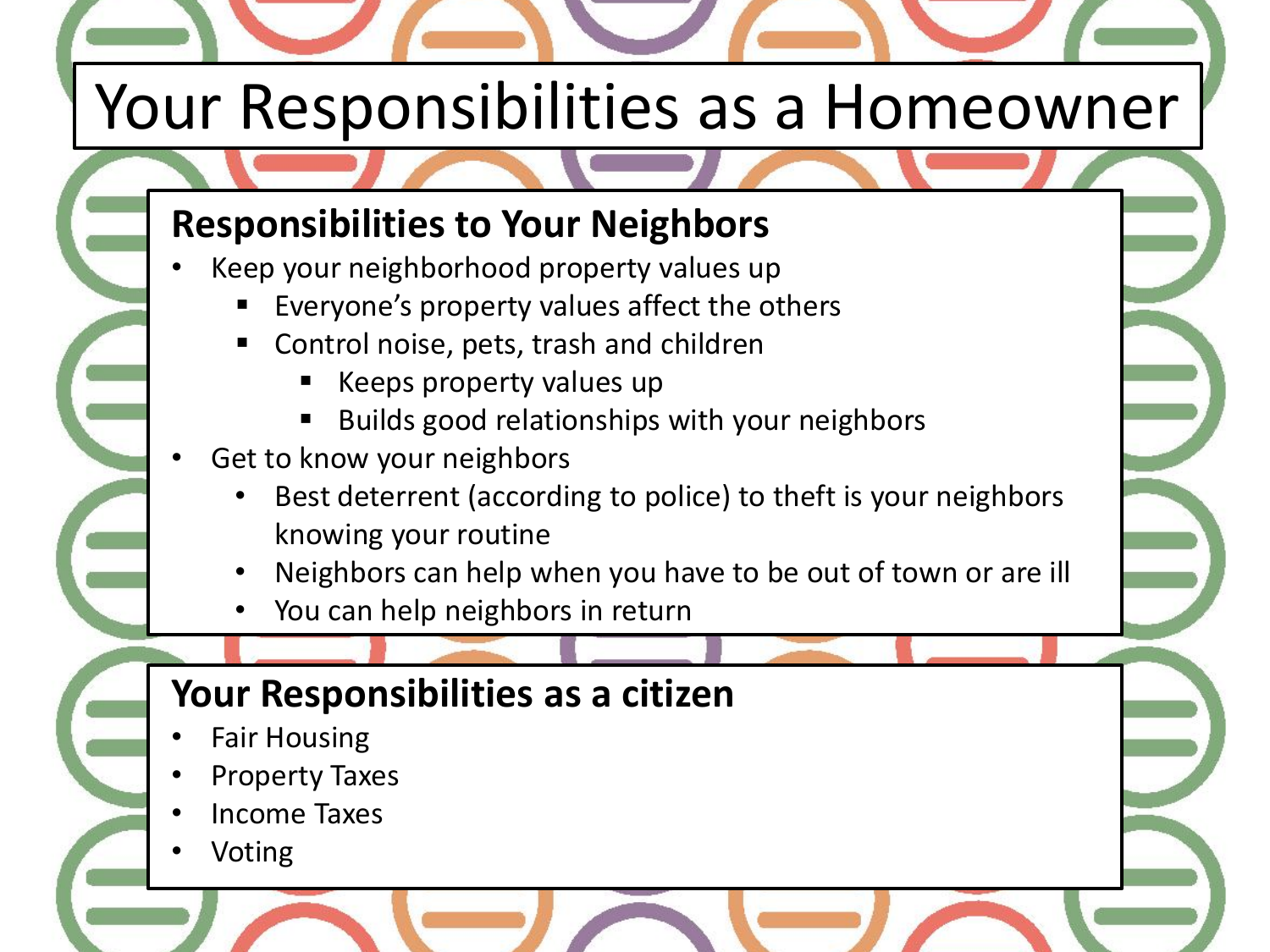# Your Responsibilities as a Homeowner

## Responsibilities to Your Neighbors

- Keep your neighborhood property values up
  - Everyone's property values affect the others
  - Control noise, pets, trash and children
    - Keeps property values up
    - Builds good relationships with your neighbors
- Get to know your neighbors
  - Best deterrent (according to police) to theft is your neighbors knowing your routine
  - Neighbors can help when you have to be out of town or are ill
  - You can help neighbors in return

## Your Responsibilities as a citizen

- Fair Housing
- Property Taxes
- Income Taxes
- Voting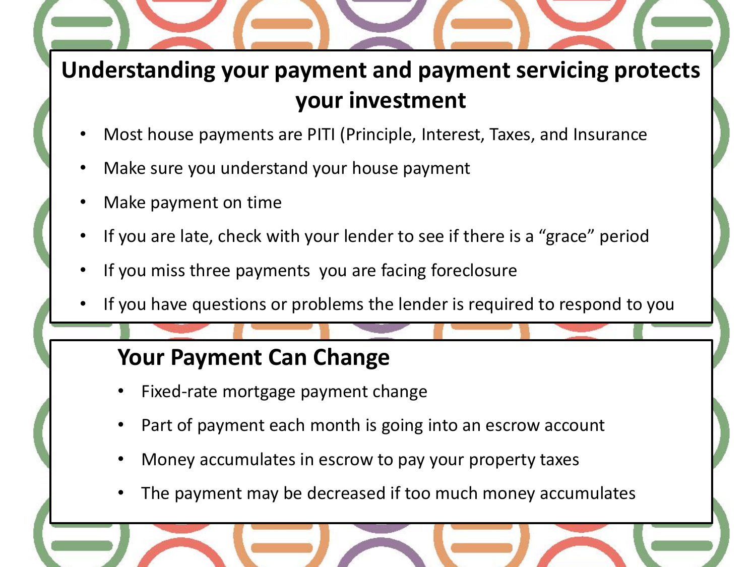## Understanding your payment and payment servicing protects your investment

- Most house payments are PITI (Principle, Interest, Taxes, and Insurance
- Make sure you understand your house payment
- Make payment on time
- If you are late, check with your lender to see if there is a "grace" period
- If you miss three payments  you are facing foreclosure
- If you have questions or problems the lender is required to respond to you

## Your Payment Can Change

- Fixed-rate mortgage payment change
- Part of payment each month is going into an escrow account
- Money accumulates in escrow to pay your property taxes
- The payment may be decreased if too much money accumulates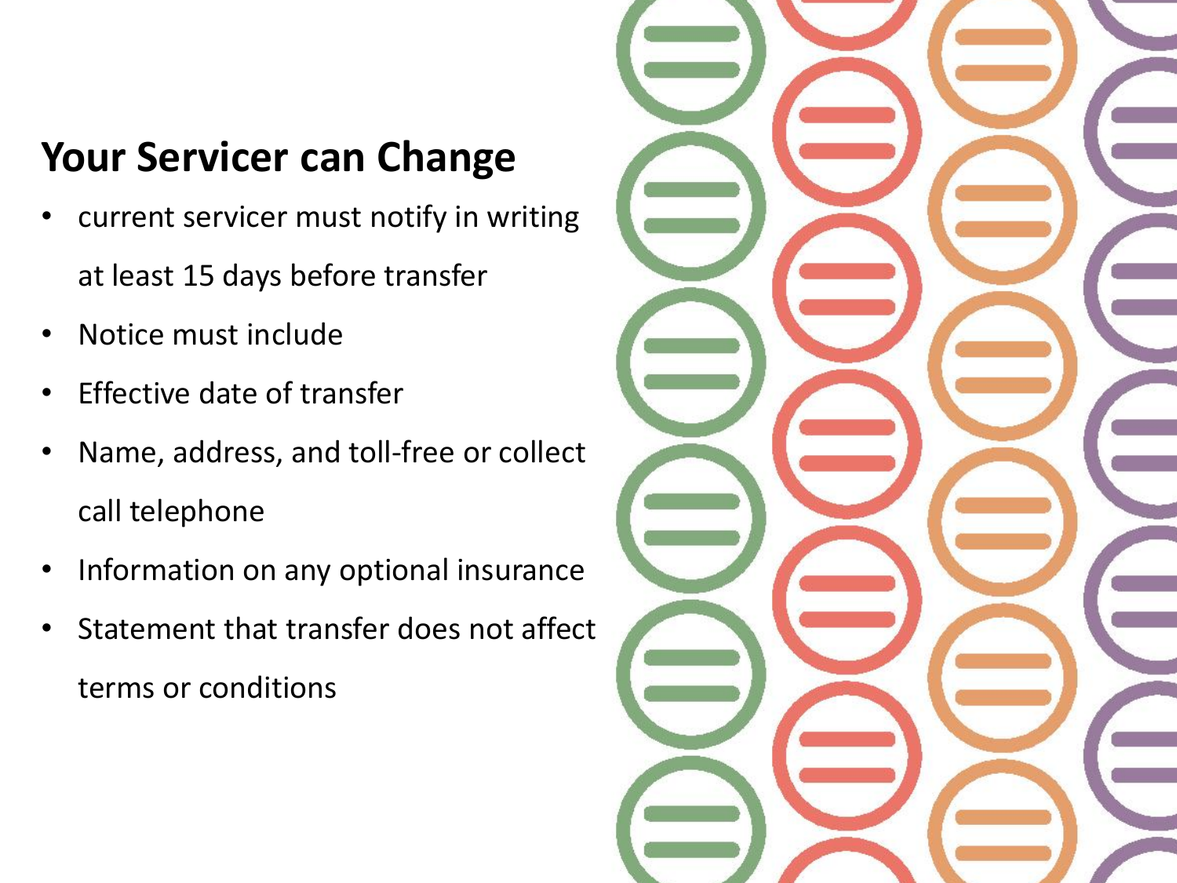## Your Servicer can Change

- current servicer must notify in writing at least 15 days before transfer
- Notice must include
- Effective date of transfer
- Name, address, and toll-free or collect call telephone
- Information on any optional insurance
- Statement that transfer does not affect terms or conditions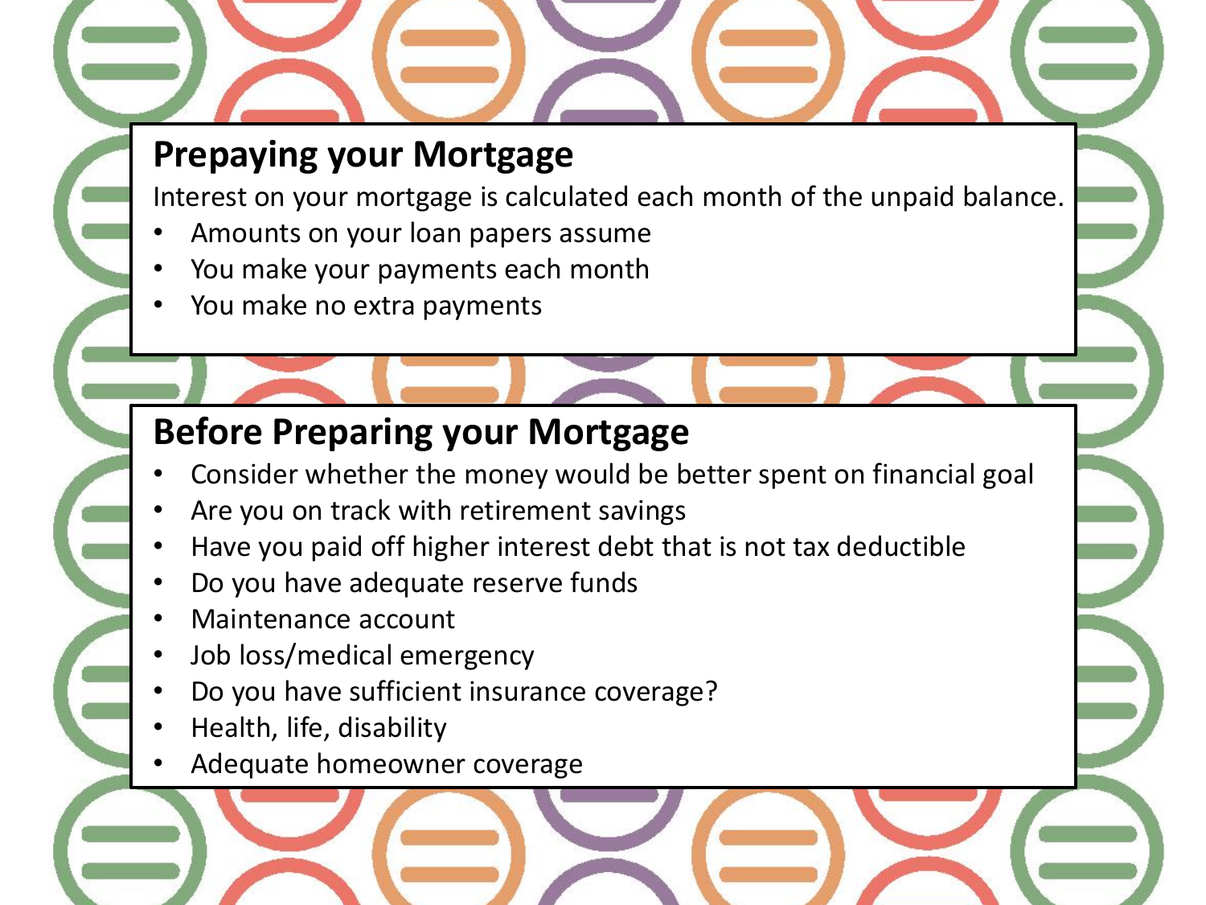## Prepaying your Mortgage

Interest on your mortgage is calculated each month of the unpaid balance.

- Amounts on your loan papers assume
- You make your payments each month
- You make no extra payments

## Before Preparing your Mortgage

- Consider whether the money would be better spent on financial goal
- Are you on track with retirement savings
- Have you paid off higher interest debt that is not tax deductible
- Do you have adequate reserve funds
- Maintenance account
- Job loss/medical emergency
- Do you have sufficient insurance coverage?
- Health, life, disability
- Adequate homeowner coverage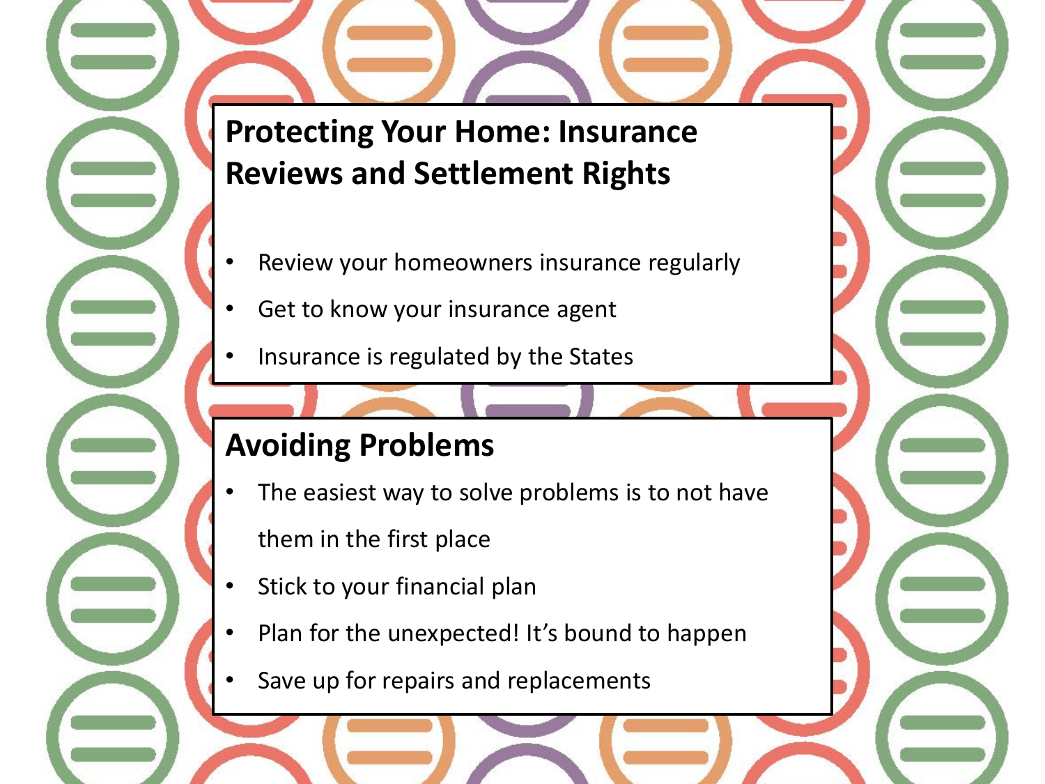## Protecting Your Home: Insurance Reviews and Settlement Rights

- Review your homeowners insurance regularly
- Get to know your insurance agent
- Insurance is regulated by the States

## Avoiding Problems

- The easiest way to solve problems is to not have them in the first place
- Stick to your financial plan
- Plan for the unexpected! It's bound to happen
- Save up for repairs and replacements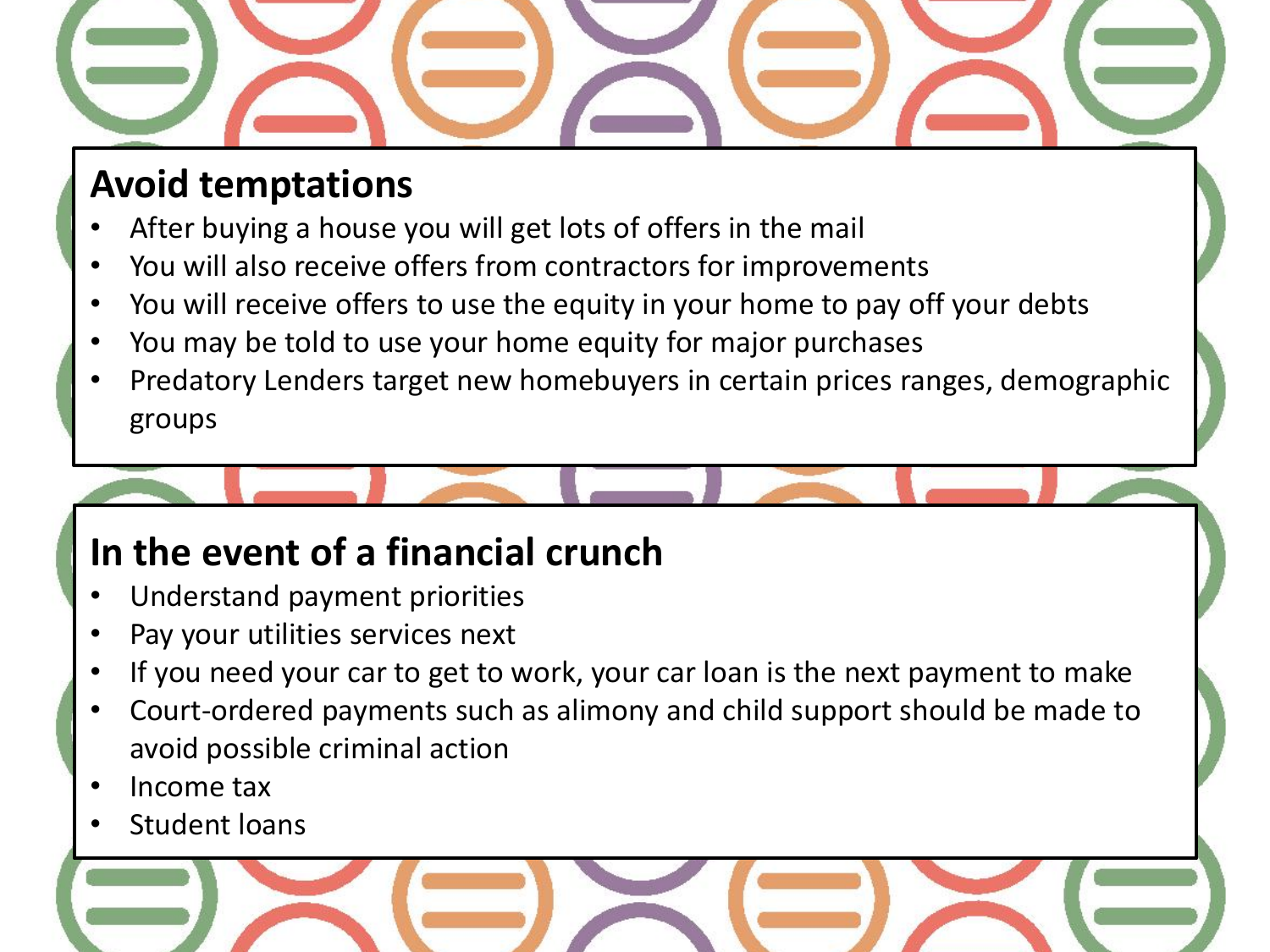## Avoid temptations

- After buying a house you will get lots of offers in the mail
- You will also receive offers from contractors for improvements
- You will receive offers to use the equity in your home to pay off your debts
- You may be told to use your home equity for major purchases
- Predatory Lenders target new homebuyers in certain prices ranges, demographic groups

## In the event of a financial crunch

- Understand payment priorities
- Pay your utilities services next
- If you need your car to get to work, your car loan is the next payment to make
- Court-ordered payments such as alimony and child support should be made to avoid possible criminal action
- Income tax
- Student loans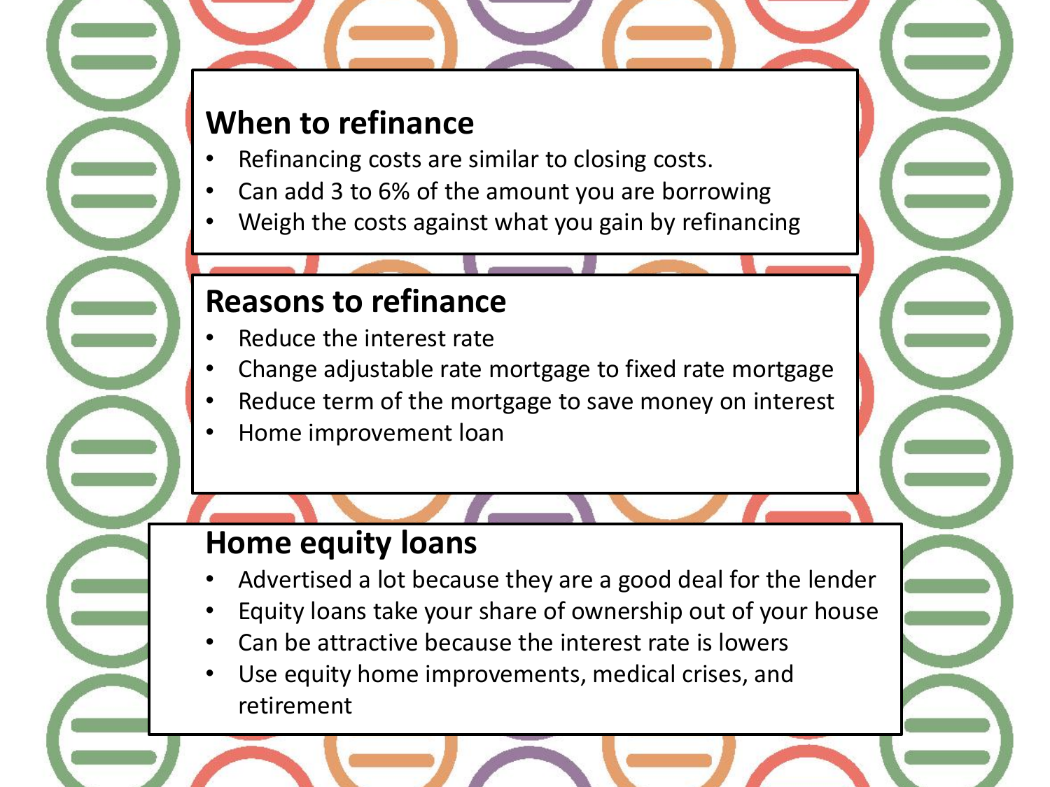## When to refinance

- Refinancing costs are similar to closing costs.
- Can add 3 to 6% of the amount you are borrowing
- Weigh the costs against what you gain by refinancing

## Reasons to refinance

- Reduce the interest rate
- Change adjustable rate mortgage to fixed rate mortgage
- Reduce term of the mortgage to save money on interest
- Home improvement loan

## Home equity loans

- Advertised a lot because they are a good deal for the lender
- Equity loans take your share of ownership out of your house
- Can be attractive because the interest rate is lowers
- Use equity home improvements, medical crises, and retirement